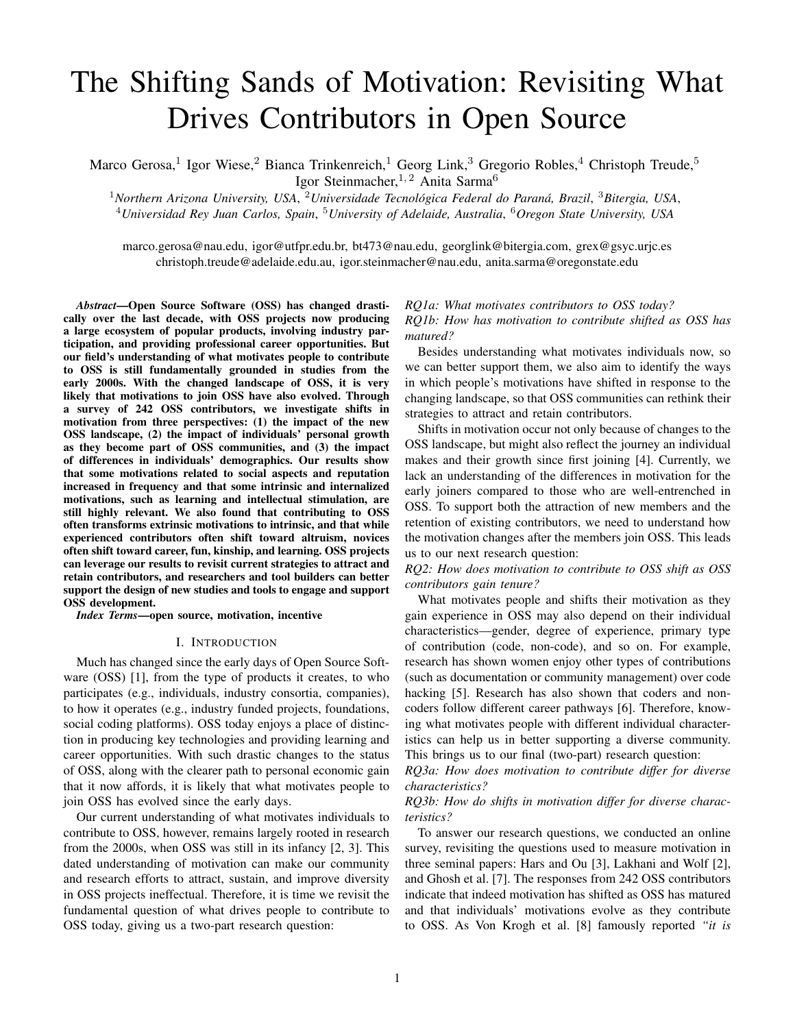# The Shifting Sands of Motivation: Revisiting What Drives Contributors in Open Source

Marco Gerosa,[1] Igor Wiese,[2] Bianca Trinkenreich,[1] Georg Link,[3] Gregorio Robles,[4] Christoph Treude,[5] Igor Steinmacher,[1, 2] Anita Sarma[6]

[1]*Northern Arizona University, USA*, [2]*Universidade Tecnológica Federal do Paraná, Brazil*, [3]*Bitergia, USA*, [4]*Universidad Rey Juan Carlos, Spain*, [5]*University of Adelaide, Australia*, [6]*Oregon State University, USA*

marco.gerosa@nau.edu, igor@utfpr.edu.br, bt473@nau.edu, georglink@bitergia.com, grex@gsyc.urjc.es
christoph.treude@adelaide.edu.au, igor.steinmacher@nau.edu, anita.sarma@oregonstate.edu

***Abstract*—Open Source Software (OSS) has changed drastically over the last decade, with OSS projects now producing a large ecosystem of popular products, involving industry participation, and providing professional career opportunities. But our field's understanding of what motivates people to contribute to OSS is still fundamentally grounded in studies from the early 2000s. With the changed landscape of OSS, it is very likely that motivations to join OSS have also evolved. Through a survey of 242 OSS contributors, we investigate shifts in motivation from three perspectives: (1) the impact of the new OSS landscape, (2) the impact of individuals' personal growth as they become part of OSS communities, and (3) the impact of differences in individuals' demographics. Our results show that some motivations related to social aspects and reputation increased in frequency and that some intrinsic and internalized motivations, such as learning and intellectual stimulation, are still highly relevant. We also found that contributing to OSS often transforms extrinsic motivations to intrinsic, and that while experienced contributors often shift toward altruism, novices often shift toward career, fun, kinship, and learning. OSS projects can leverage our results to revisit current strategies to attract and retain contributors, and researchers and tool builders can better support the design of new studies and tools to engage and support OSS development.**

***Index Terms*—open source, motivation, incentive**

## I. Introduction

Much has changed since the early days of Open Source Software (OSS) [1], from the type of products it creates, to who participates (e.g., individuals, industry consortia, companies), to how it operates (e.g., industry funded projects, foundations, social coding platforms). OSS today enjoys a place of distinction in producing key technologies and providing learning and career opportunities. With such drastic changes to the status of OSS, along with the clearer path to personal economic gain that it now affords, it is likely that what motivates people to join OSS has evolved since the early days.

Our current understanding of what motivates individuals to contribute to OSS, however, remains largely rooted in research from the 2000s, when OSS was still in its infancy [2, 3]. This dated understanding of motivation can make our community and research efforts to attract, sustain, and improve diversity in OSS projects ineffectual. Therefore, it is time we revisit the fundamental question of what drives people to contribute to OSS today, giving us a two-part research question:

*RQ1a: What motivates contributors to OSS today?*
*RQ1b: How has motivation to contribute shifted as OSS has matured?*

Besides understanding what motivates individuals now, so we can better support them, we also aim to identify the ways in which people's motivations have shifted in response to the changing landscape, so that OSS communities can rethink their strategies to attract and retain contributors.

Shifts in motivation occur not only because of changes to the OSS landscape, but might also reflect the journey an individual makes and their growth since first joining [4]. Currently, we lack an understanding of the differences in motivation for the early joiners compared to those who are well-entrenched in OSS. To support both the attraction of new members and the retention of existing contributors, we need to understand how the motivation changes after the members join OSS. This leads us to our next research question:

*RQ2: How does motivation to contribute to OSS shift as OSS contributors gain tenure?*

What motivates people and shifts their motivation as they gain experience in OSS may also depend on their individual characteristics—gender, degree of experience, primary type of contribution (code, non-code), and so on. For example, research has shown women enjoy other types of contributions (such as documentation or community management) over code hacking [5]. Research has also shown that coders and non-coders follow different career pathways [6]. Therefore, knowing what motivates people with different individual characteristics can help us in better supporting a diverse community. This brings us to our final (two-part) research question:

*RQ3a: How does motivation to contribute differ for diverse characteristics?*
*RQ3b: How do shifts in motivation differ for diverse characteristics?*

To answer our research questions, we conducted an online survey, revisiting the questions used to measure motivation in three seminal papers: Hars and Ou [3], Lakhani and Wolf [2], and Ghosh et al. [7]. The responses from 242 OSS contributors indicate that indeed motivation has shifted as OSS has matured and that individuals' motivations evolve as they contribute to OSS. As Von Krogh et al. [8] famously reported *"it is*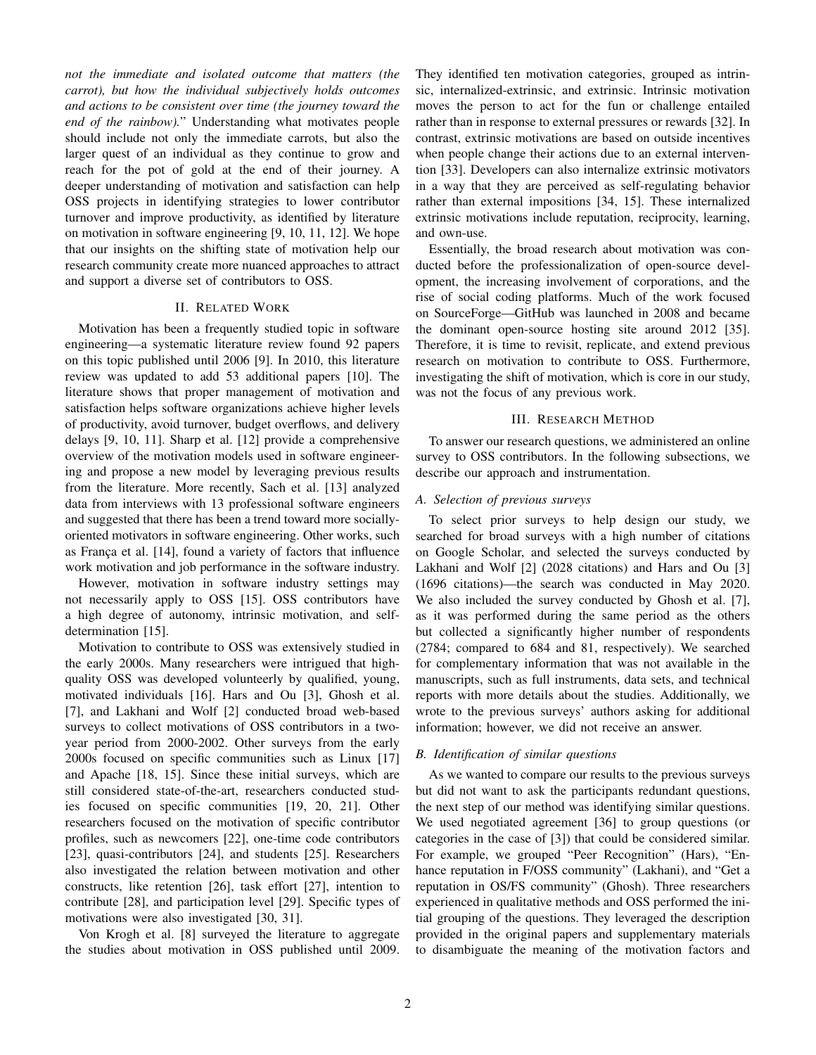*not the immediate and isolated outcome that matters (the carrot), but how the individual subjectively holds outcomes and actions to be consistent over time (the journey toward the end of the rainbow).*" Understanding what motivates people should include not only the immediate carrots, but also the larger quest of an individual as they continue to grow and reach for the pot of gold at the end of their journey. A deeper understanding of motivation and satisfaction can help OSS projects in identifying strategies to lower contributor turnover and improve productivity, as identified by literature on motivation in software engineering [9, 10, 11, 12]. We hope that our insights on the shifting state of motivation help our research community create more nuanced approaches to attract and support a diverse set of contributors to OSS.

## II. Related Work

Motivation has been a frequently studied topic in software engineering—a systematic literature review found 92 papers on this topic published until 2006 [9]. In 2010, this literature review was updated to add 53 additional papers [10]. The literature shows that proper management of motivation and satisfaction helps software organizations achieve higher levels of productivity, avoid turnover, budget overflows, and delivery delays [9, 10, 11]. Sharp et al. [12] provide a comprehensive overview of the motivation models used in software engineering and propose a new model by leveraging previous results from the literature. More recently, Sach et al. [13] analyzed data from interviews with 13 professional software engineers and suggested that there has been a trend toward more socially-oriented motivators in software engineering. Other works, such as França et al. [14], found a variety of factors that influence work motivation and job performance in the software industry.

However, motivation in software industry settings may not necessarily apply to OSS [15]. OSS contributors have a high degree of autonomy, intrinsic motivation, and self-determination [15].

Motivation to contribute to OSS was extensively studied in the early 2000s. Many researchers were intrigued that high-quality OSS was developed volunteerly by qualified, young, motivated individuals [16]. Hars and Ou [3], Ghosh et al. [7], and Lakhani and Wolf [2] conducted broad web-based surveys to collect motivations of OSS contributors in a two-year period from 2000-2002. Other surveys from the early 2000s focused on specific communities such as Linux [17] and Apache [18, 15]. Since these initial surveys, which are still considered state-of-the-art, researchers conducted studies focused on specific communities [19, 20, 21]. Other researchers focused on the motivation of specific contributor profiles, such as newcomers [22], one-time code contributors [23], quasi-contributors [24], and students [25]. Researchers also investigated the relation between motivation and other constructs, like retention [26], task effort [27], intention to contribute [28], and participation level [29]. Specific types of motivations were also investigated [30, 31].

Von Krogh et al. [8] surveyed the literature to aggregate the studies about motivation in OSS published until 2009. They identified ten motivation categories, grouped as intrinsic, internalized-extrinsic, and extrinsic. Intrinsic motivation moves the person to act for the fun or challenge entailed rather than in response to external pressures or rewards [32]. In contrast, extrinsic motivations are based on outside incentives when people change their actions due to an external intervention [33]. Developers can also internalize extrinsic motivators in a way that they are perceived as self-regulating behavior rather than external impositions [34, 15]. These internalized extrinsic motivations include reputation, reciprocity, learning, and own-use.

Essentially, the broad research about motivation was conducted before the professionalization of open-source development, the increasing involvement of corporations, and the rise of social coding platforms. Much of the work focused on SourceForge—GitHub was launched in 2008 and became the dominant open-source hosting site around 2012 [35]. Therefore, it is time to revisit, replicate, and extend previous research on motivation to contribute to OSS. Furthermore, investigating the shift of motivation, which is core in our study, was not the focus of any previous work.

## III. Research Method

To answer our research questions, we administered an online survey to OSS contributors. In the following subsections, we describe our approach and instrumentation.

### A. Selection of previous surveys

To select prior surveys to help design our study, we searched for broad surveys with a high number of citations on Google Scholar, and selected the surveys conducted by Lakhani and Wolf [2] (2028 citations) and Hars and Ou [3] (1696 citations)—the search was conducted in May 2020. We also included the survey conducted by Ghosh et al. [7], as it was performed during the same period as the others but collected a significantly higher number of respondents (2784; compared to 684 and 81, respectively). We searched for complementary information that was not available in the manuscripts, such as full instruments, data sets, and technical reports with more details about the studies. Additionally, we wrote to the previous surveys' authors asking for additional information; however, we did not receive an answer.

### B. Identification of similar questions

As we wanted to compare our results to the previous surveys but did not want to ask the participants redundant questions, the next step of our method was identifying similar questions. We used negotiated agreement [36] to group questions (or categories in the case of [3]) that could be considered similar. For example, we grouped "Peer Recognition" (Hars), "Enhance reputation in F/OSS community" (Lakhani), and "Get a reputation in OS/FS community" (Ghosh). Three researchers experienced in qualitative methods and OSS performed the initial grouping of the questions. They leveraged the description provided in the original papers and supplementary materials to disambiguate the meaning of the motivation factors and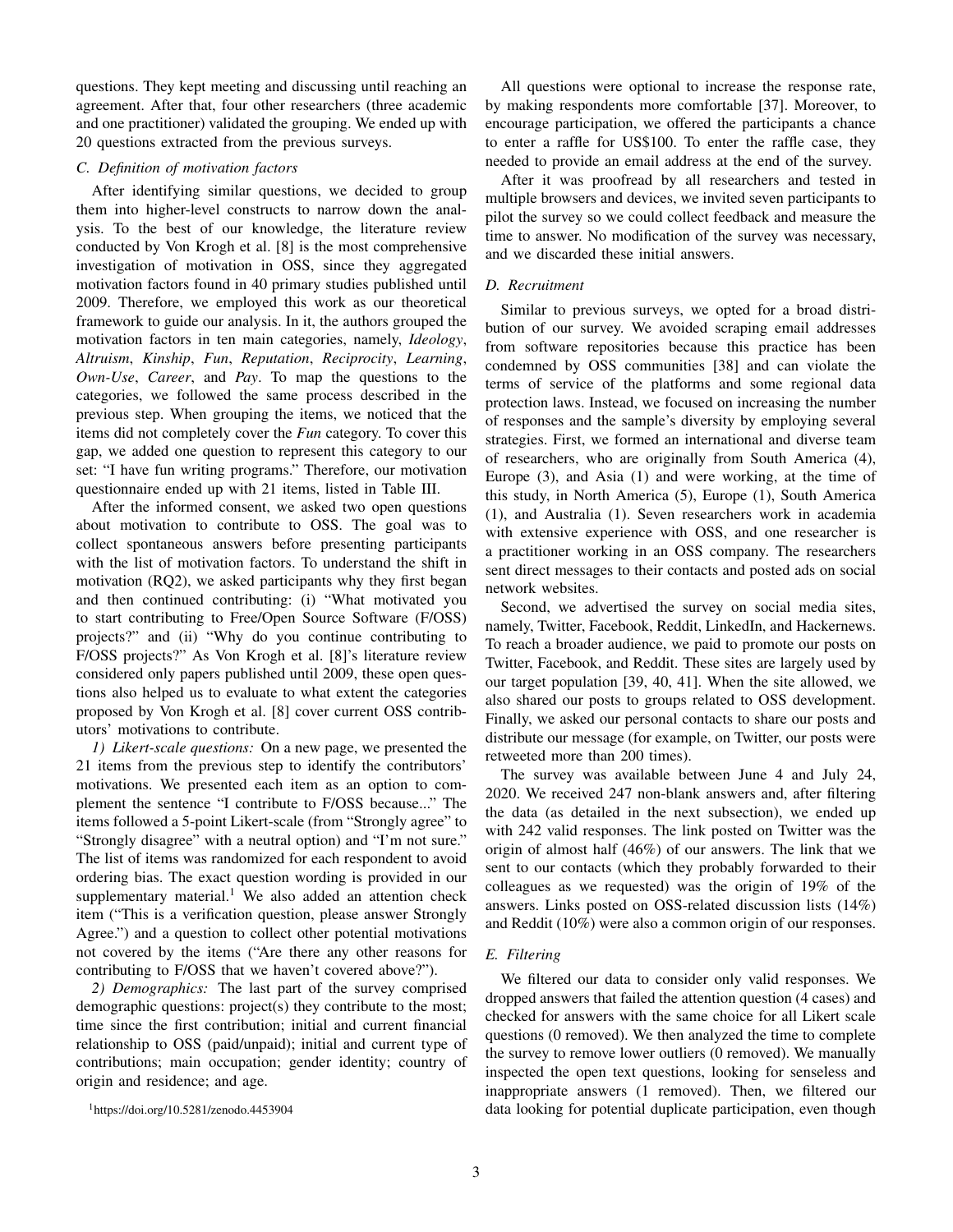questions. They kept meeting and discussing until reaching an agreement. After that, four other researchers (three academic and one practitioner) validated the grouping. We ended up with 20 questions extracted from the previous surveys.

### C. Definition of motivation factors

After identifying similar questions, we decided to group them into higher-level constructs to narrow down the analysis. To the best of our knowledge, the literature review conducted by Von Krogh et al. [8] is the most comprehensive investigation of motivation in OSS, since they aggregated motivation factors found in 40 primary studies published until 2009. Therefore, we employed this work as our theoretical framework to guide our analysis. In it, the authors grouped the motivation factors in ten main categories, namely, *Ideology*, *Altruism*, *Kinship*, *Fun*, *Reputation*, *Reciprocity*, *Learning*, *Own-Use*, *Career*, and *Pay*. To map the questions to the categories, we followed the same process described in the previous step. When grouping the items, we noticed that the items did not completely cover the *Fun* category. To cover this gap, we added one question to represent this category to our set: "I have fun writing programs." Therefore, our motivation questionnaire ended up with 21 items, listed in Table III.

After the informed consent, we asked two open questions about motivation to contribute to OSS. The goal was to collect spontaneous answers before presenting participants with the list of motivation factors. To understand the shift in motivation (RQ2), we asked participants why they first began and then continued contributing: (i) "What motivated you to start contributing to Free/Open Source Software (F/OSS) projects?" and (ii) "Why do you continue contributing to F/OSS projects?" As Von Krogh et al. [8]'s literature review considered only papers published until 2009, these open questions also helped us to evaluate to what extent the categories proposed by Von Krogh et al. [8] cover current OSS contributors' motivations to contribute.

*1) Likert-scale questions:* On a new page, we presented the 21 items from the previous step to identify the contributors' motivations. We presented each item as an option to complement the sentence "I contribute to F/OSS because..." The items followed a 5-point Likert-scale (from "Strongly agree" to "Strongly disagree" with a neutral option) and "I'm not sure." The list of items was randomized for each respondent to avoid ordering bias. The exact question wording is provided in our supplementary material.[1] We also added an attention check item ("This is a verification question, please answer Strongly Agree.") and a question to collect other potential motivations not covered by the items ("Are there any other reasons for contributing to F/OSS that we haven't covered above?").

*2) Demographics:* The last part of the survey comprised demographic questions: project(s) they contribute to the most; time since the first contribution; initial and current financial relationship to OSS (paid/unpaid); initial and current type of contributions; main occupation; gender identity; country of origin and residence; and age.

[1] https://doi.org/10.5281/zenodo.4453904

All questions were optional to increase the response rate, by making respondents more comfortable [37]. Moreover, to encourage participation, we offered the participants a chance to enter a raffle for US$100. To enter the raffle case, they needed to provide an email address at the end of the survey.

After it was proofread by all researchers and tested in multiple browsers and devices, we invited seven participants to pilot the survey so we could collect feedback and measure the time to answer. No modification of the survey was necessary, and we discarded these initial answers.

### D. Recruitment

Similar to previous surveys, we opted for a broad distribution of our survey. We avoided scraping email addresses from software repositories because this practice has been condemned by OSS communities [38] and can violate the terms of service of the platforms and some regional data protection laws. Instead, we focused on increasing the number of responses and the sample's diversity by employing several strategies. First, we formed an international and diverse team of researchers, who are originally from South America (4), Europe (3), and Asia (1) and were working, at the time of this study, in North America (5), Europe (1), South America (1), and Australia (1). Seven researchers work in academia with extensive experience with OSS, and one researcher is a practitioner working in an OSS company. The researchers sent direct messages to their contacts and posted ads on social network websites.

Second, we advertised the survey on social media sites, namely, Twitter, Facebook, Reddit, LinkedIn, and Hackernews. To reach a broader audience, we paid to promote our posts on Twitter, Facebook, and Reddit. These sites are largely used by our target population [39, 40, 41]. When the site allowed, we also shared our posts to groups related to OSS development. Finally, we asked our personal contacts to share our posts and distribute our message (for example, on Twitter, our posts were retweeted more than 200 times).

The survey was available between June 4 and July 24, 2020. We received 247 non-blank answers and, after filtering the data (as detailed in the next subsection), we ended up with 242 valid responses. The link posted on Twitter was the origin of almost half (46%) of our answers. The link that we sent to our contacts (which they probably forwarded to their colleagues as we requested) was the origin of 19% of the answers. Links posted on OSS-related discussion lists (14%) and Reddit (10%) were also a common origin of our responses.

### E. Filtering

We filtered our data to consider only valid responses. We dropped answers that failed the attention question (4 cases) and checked for answers with the same choice for all Likert scale questions (0 removed). We then analyzed the time to complete the survey to remove lower outliers (0 removed). We manually inspected the open text questions, looking for senseless and inappropriate answers (1 removed). Then, we filtered our data looking for potential duplicate participation, even though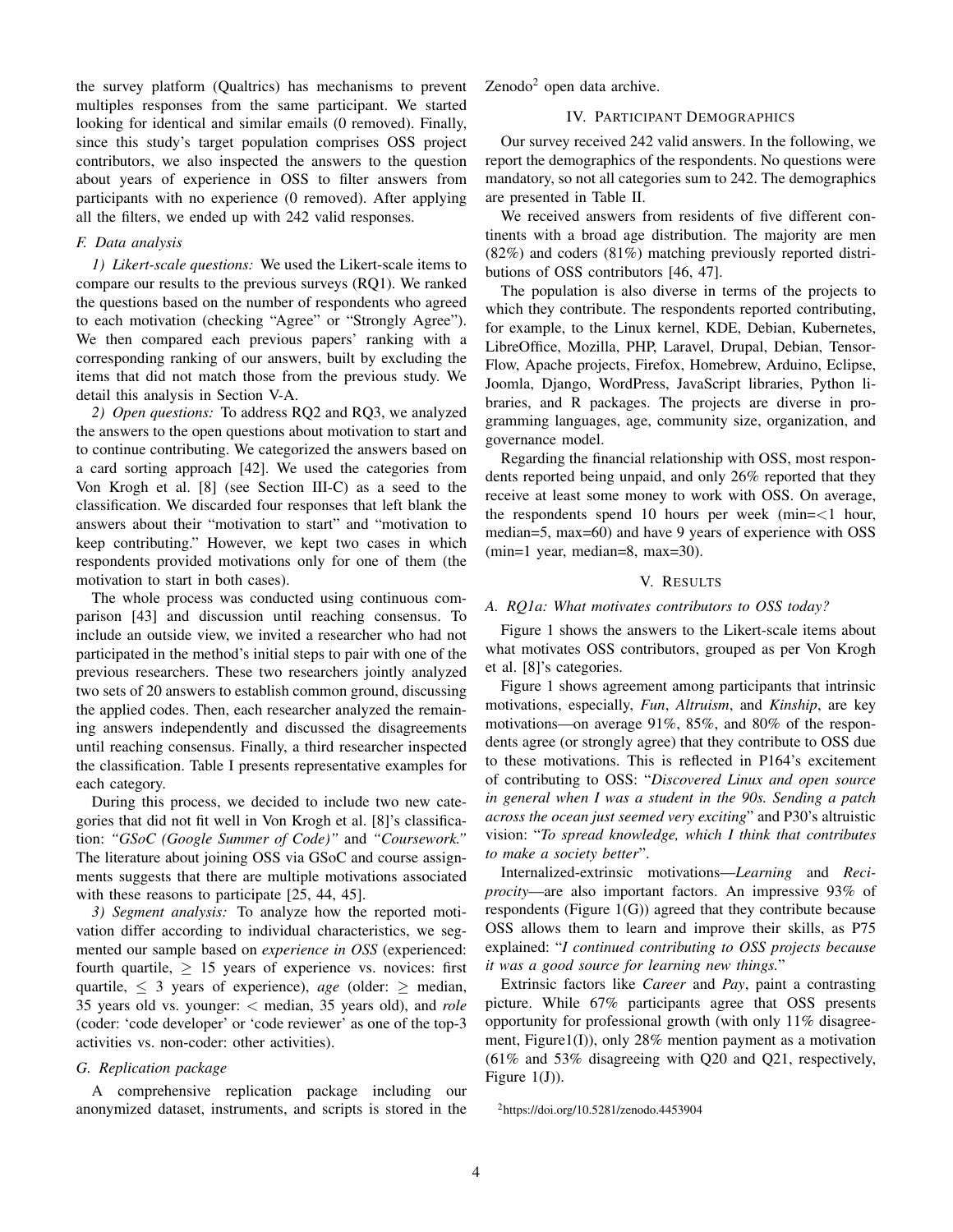the survey platform (Qualtrics) has mechanisms to prevent multiples responses from the same participant. We started looking for identical and similar emails (0 removed). Finally, since this study's target population comprises OSS project contributors, we also inspected the answers to the question about years of experience in OSS to filter answers from participants with no experience (0 removed). After applying all the filters, we ended up with 242 valid responses.

### F. Data analysis

*1) Likert-scale questions:* We used the Likert-scale items to compare our results to the previous surveys (RQ1). We ranked the questions based on the number of respondents who agreed to each motivation (checking "Agree" or "Strongly Agree"). We then compared each previous papers' ranking with a corresponding ranking of our answers, built by excluding the items that did not match those from the previous study. We detail this analysis in Section V-A.

*2) Open questions:* To address RQ2 and RQ3, we analyzed the answers to the open questions about motivation to start and to continue contributing. We categorized the answers based on a card sorting approach [42]. We used the categories from Von Krogh et al. [8] (see Section III-C) as a seed to the classification. We discarded four responses that left blank the answers about their "motivation to start" and "motivation to keep contributing." However, we kept two cases in which respondents provided motivations only for one of them (the motivation to start in both cases).

The whole process was conducted using continuous comparison [43] and discussion until reaching consensus. To include an outside view, we invited a researcher who had not participated in the method's initial steps to pair with one of the previous researchers. These two researchers jointly analyzed two sets of 20 answers to establish common ground, discussing the applied codes. Then, each researcher analyzed the remaining answers independently and discussed the disagreements until reaching consensus. Finally, a third researcher inspected the classification. Table I presents representative examples for each category.

During this process, we decided to include two new categories that did not fit well in Von Krogh et al. [8]'s classification: *"GSoC (Google Summer of Code)"* and *"Coursework."* The literature about joining OSS via GSoC and course assignments suggests that there are multiple motivations associated with these reasons to participate [25, 44, 45].

*3) Segment analysis:* To analyze how the reported motivation differ according to individual characteristics, we segmented our sample based on *experience in OSS* (experienced: fourth quartile, $\geq$ 15 years of experience vs. novices: first quartile, $\leq$ 3 years of experience), *age* (older: $\geq$ median, 35 years old vs. younger: $<$ median, 35 years old), and *role* (coder: 'code developer' or 'code reviewer' as one of the top-3 activities vs. non-coder: other activities).

### G. Replication package

A comprehensive replication package including our anonymized dataset, instruments, and scripts is stored in the Zenodo[2] open data archive.

## IV. Participant Demographics

Our survey received 242 valid answers. In the following, we report the demographics of the respondents. No questions were mandatory, so not all categories sum to 242. The demographics are presented in Table II.

We received answers from residents of five different continents with a broad age distribution. The majority are men (82%) and coders (81%) matching previously reported distributions of OSS contributors [46, 47].

The population is also diverse in terms of the projects to which they contribute. The respondents reported contributing, for example, to the Linux kernel, KDE, Debian, Kubernetes, LibreOffice, Mozilla, PHP, Laravel, Drupal, Debian, TensorFlow, Apache projects, Firefox, Homebrew, Arduino, Eclipse, Joomla, Django, WordPress, JavaScript libraries, Python libraries, and R packages. The projects are diverse in programming languages, age, community size, organization, and governance model.

Regarding the financial relationship with OSS, most respondents reported being unpaid, and only 26% reported that they receive at least some money to work with OSS. On average, the respondents spend 10 hours per week (min=<1 hour, median=5, max=60) and have 9 years of experience with OSS (min=1 year, median=8, max=30).

## V. Results

### A. RQ1a: What motivates contributors to OSS today?

Figure 1 shows the answers to the Likert-scale items about what motivates OSS contributors, grouped as per Von Krogh et al. [8]'s categories.

Figure 1 shows agreement among participants that intrinsic motivations, especially, *Fun*, *Altruism*, and *Kinship*, are key motivations—on average 91%, 85%, and 80% of the respondents agree (or strongly agree) that they contribute to OSS due to these motivations. This is reflected in P164's excitement of contributing to OSS: "*Discovered Linux and open source in general when I was a student in the 90s. Sending a patch across the ocean just seemed very exciting*" and P30's altruistic vision: "*To spread knowledge, which I think that contributes to make a society better*".

Internalized-extrinsic motivations—*Learning* and *Reciprocity*—are also important factors. An impressive 93% of respondents (Figure 1(G)) agreed that they contribute because OSS allows them to learn and improve their skills, as P75 explained: "*I continued contributing to OSS projects because it was a good source for learning new things.*"

Extrinsic factors like *Career* and *Pay*, paint a contrasting picture. While 67% participants agree that OSS presents opportunity for professional growth (with only 11% disagreement, Figure1(I)), only 28% mention payment as a motivation (61% and 53% disagreeing with Q20 and Q21, respectively, Figure 1(J)).

[2] https://doi.org/10.5281/zenodo.4453904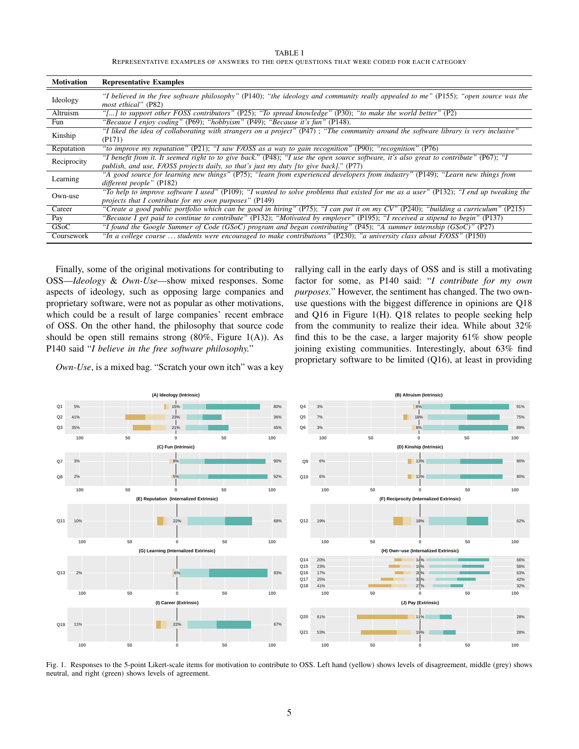TABLE I

REPRESENTATIVE EXAMPLES OF ANSWERS TO THE OPEN QUESTIONS THAT WERE CODED FOR EACH CATEGORY

| Motivation | Representative Examples |
|---|---|
| Ideology | *"I believed in the free software philosophy"* (P140); *"the ideology and community really appealed to me"* (P155); *"open source was the most ethical"* (P82) |
| Altruism | *"[...] to support other FOSS contributors"* (P25); *"To spread knowledge"* (P30); *"to make the world better"* (P2) |
| Fun | *"Because I enjoy coding"* (P69); *"hobbyism"* (P49); *"Because it's fun"* (P148). |
| Kinship | *"I liked the idea of collaborating with strangers on a project"* (P47) ; *"The community around the software library is very inclusive"* (P171) |
| Reputation | *"to improve my reputation"* (P21); *"I saw F/OSS as a way to gain recognition"* (P90); *"recognition"* (P76) |
| Reciprocity | *"I benefit from it. It seemed right to to give back."* (P48); *"I use the open source software, it's also great to contribute"* (P67); *"I publish, and use, F/OSS projects daily, so that's just my duty [to give back]."* (P77) |
| Learning | *"A good source for learning new things"* (P75); *"learn from experienced developers from industry"* (P149); *"Learn new things from different people"* (P182) |
| Own-use | *"To help to improve software I used"* (P109); *"I wanted to solve problems that existed for me as a user"* (P132); *"I end up tweaking the projects that I contribute for my own purposes"* (P149) |
| Career | *"Create a good public portfolio which can be good in hiring"* (P75); *"I can put it on my CV"* (P240); *"building a curriculum"* (P215) |
| Pay | *"Because I get paid to continue to contribute"* (P132); *"Motivated by employer"* (P195); *"I received a stipend to begin"* (P137) |
| GSoC | *"I found the Google Summer of Code (GSoC) program and began contributing"* (P45); *"A summer internship (GSoC)"* (P27) |
| Coursework | *"In a college course ... students were encouraged to make contributions"* (P230); *"a university class about F/OSS"* (P150) |

Finally, some of the original motivations for contributing to OSS—*Ideology* & *Own-Use*—show mixed responses. Some aspects of ideology, such as opposing large companies and proprietary software, were not as popular as other motivations, which could be a result of large companies' recent embrace of OSS. On the other hand, the philosophy that source code should be open still remains strong (80%, Figure 1(A)). As P140 said "*I believe in the free software philosophy.*"

*Own-Use*, is a mixed bag. "Scratch your own itch" was a key rallying call in the early days of OSS and is still a motivating factor for some, as P140 said: "*I contribute for my own purposes.*" However, the sentiment has changed. The two own-use questions with the biggest difference in opinions are Q18 and Q16 in Figure 1(H). Q18 relates to people seeking help from the community to realize their idea. While about 32% find this to be the case, a larger majority 61% show people joining existing communities. Interestingly, about 63% find proprietary software to be limited (Q16), at least in providing

Fig. 1. Responses to the 5-point Likert-scale items for motivation to contribute to OSS. Left hand (yellow) shows levels of disagreement, middle (grey) shows neutral, and right (green) shows levels of agreement.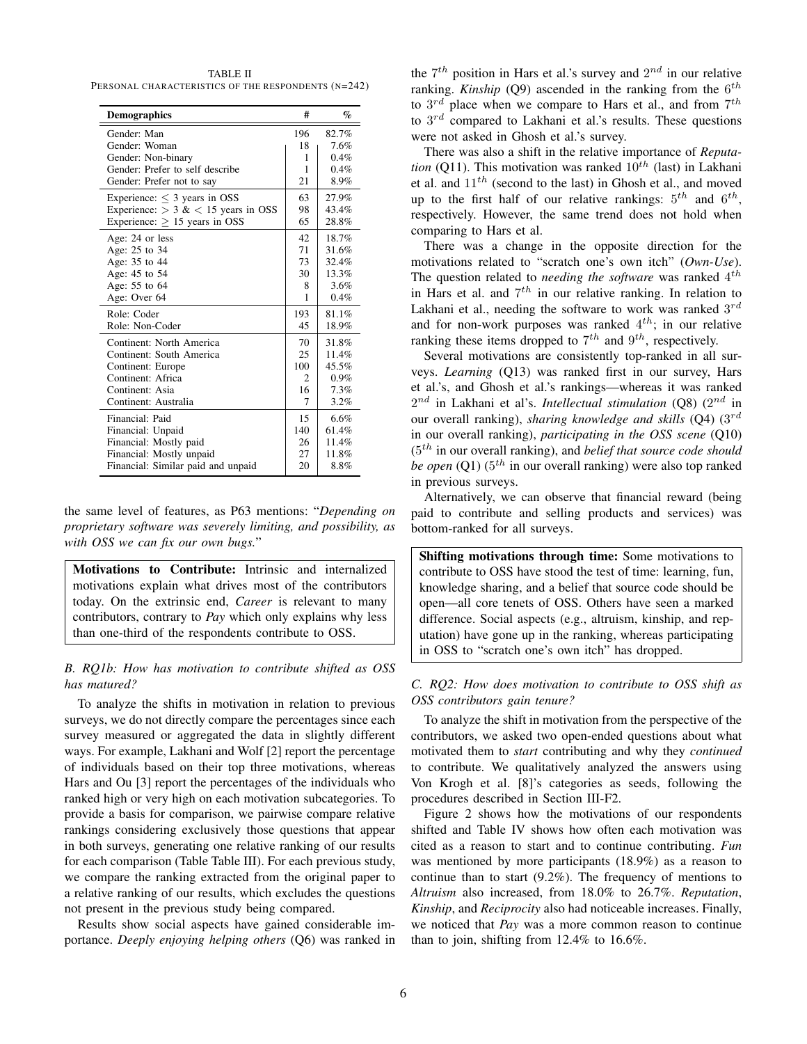TABLE II
PERSONAL CHARACTERISTICS OF THE RESPONDENTS (N=242)

| Demographics | # | % |
|---|---|---|
| Gender: Man | 196 | 82.7% |
| Gender: Woman | 18 | 7.6% |
| Gender: Non-binary | 1 | 0.4% |
| Gender: Prefer to self describe | 1 | 0.4% |
| Gender: Prefer not to say | 21 | 8.9% |
| Experience: $\leq$ 3 years in OSS | 63 | 27.9% |
| Experience: $>$ 3 & $<$ 15 years in OSS | 98 | 43.4% |
| Experience: $\geq$ 15 years in OSS | 65 | 28.8% |
| Age: 24 or less | 42 | 18.7% |
| Age: 25 to 34 | 71 | 31.6% |
| Age: 35 to 44 | 73 | 32.4% |
| Age: 45 to 54 | 30 | 13.3% |
| Age: 55 to 64 | 8 | 3.6% |
| Age: Over 64 | 1 | 0.4% |
| Role: Coder | 193 | 81.1% |
| Role: Non-Coder | 45 | 18.9% |
| Continent: North America | 70 | 31.8% |
| Continent: South America | 25 | 11.4% |
| Continent: Europe | 100 | 45.5% |
| Continent: Africa | 2 | 0.9% |
| Continent: Asia | 16 | 7.3% |
| Continent: Australia | 7 | 3.2% |
| Financial: Paid | 15 | 6.6% |
| Financial: Unpaid | 140 | 61.4% |
| Financial: Mostly paid | 26 | 11.4% |
| Financial: Mostly unpaid | 27 | 11.8% |
| Financial: Similar paid and unpaid | 20 | 8.8% |

the same level of features, as P63 mentions: "*Depending on proprietary software was severely limiting, and possibility, as with OSS we can fix our own bugs.*"

> **Motivations to Contribute:** Intrinsic and internalized motivations explain what drives most of the contributors today. On the extrinsic end, *Career* is relevant to many contributors, contrary to *Pay* which only explains why less than one-third of the respondents contribute to OSS.

### B. RQ1b: How has motivation to contribute shifted as OSS has matured?

To analyze the shifts in motivation in relation to previous surveys, we do not directly compare the percentages since each survey measured or aggregated the data in slightly different ways. For example, Lakhani and Wolf [2] report the percentage of individuals based on their top three motivations, whereas Hars and Ou [3] report the percentages of the individuals who ranked high or very high on each motivation subcategories. To provide a basis for comparison, we pairwise compare relative rankings considering exclusively those questions that appear in both surveys, generating one relative ranking of our results for each comparison (Table Table III). For each previous study, we compare the ranking extracted from the original paper to a relative ranking of our results, which excludes the questions not present in the previous study being compared.

Results show social aspects have gained considerable importance. *Deeply enjoying helping others* (Q6) was ranked in the $7^{th}$ position in Hars et al.'s survey and $2^{nd}$ in our relative ranking. *Kinship* (Q9) ascended in the ranking from the $6^{th}$ to $3^{rd}$ place when we compare to Hars et al., and from $7^{th}$ to $3^{rd}$ compared to Lakhani et al.'s results. These questions were not asked in Ghosh et al.'s survey.

There was also a shift in the relative importance of *Reputation* (Q11). This motivation was ranked $10^{th}$ (last) in Lakhani et al. and $11^{th}$ (second to the last) in Ghosh et al., and moved up to the first half of our relative rankings: $5^{th}$ and $6^{th}$, respectively. However, the same trend does not hold when comparing to Hars et al.

There was a change in the opposite direction for the motivations related to "scratch one's own itch" (*Own-Use*). The question related to *needing the software* was ranked $4^{th}$ in Hars et al. and $7^{th}$ in our relative ranking. In relation to Lakhani et al., needing the software to work was ranked $3^{rd}$ and for non-work purposes was ranked $4^{th}$; in our relative ranking these items dropped to $7^{th}$ and $9^{th}$, respectively.

Several motivations are consistently top-ranked in all surveys. *Learning* (Q13) was ranked first in our survey, Hars et al.'s, and Ghosh et al.'s rankings—whereas it was ranked $2^{nd}$ in Lakhani et al's. *Intellectual stimulation* (Q8) ($2^{nd}$ in our overall ranking), *sharing knowledge and skills* (Q4) ($3^{rd}$ in our overall ranking), *participating in the OSS scene* (Q10) ($5^{th}$ in our overall ranking), and *belief that source code should be open* (Q1) ($5^{th}$ in our overall ranking) were also top ranked in previous surveys.

Alternatively, we can observe that financial reward (being paid to contribute and selling products and services) was bottom-ranked for all surveys.

> **Shifting motivations through time:** Some motivations to contribute to OSS have stood the test of time: learning, fun, knowledge sharing, and a belief that source code should be open—all core tenets of OSS. Others have seen a marked difference. Social aspects (e.g., altruism, kinship, and reputation) have gone up in the ranking, whereas participating in OSS to "scratch one's own itch" has dropped.

### C. RQ2: How does motivation to contribute to OSS shift as OSS contributors gain tenure?

To analyze the shift in motivation from the perspective of the contributors, we asked two open-ended questions about what motivated them to *start* contributing and why they *continued* to contribute. We qualitatively analyzed the answers using Von Krogh et al. [8]'s categories as seeds, following the procedures described in Section III-F2.

Figure 2 shows how the motivations of our respondents shifted and Table IV shows how often each motivation was cited as a reason to start and to continue contributing. *Fun* was mentioned by more participants (18.9%) as a reason to continue than to start (9.2%). The frequency of mentions to *Altruism* also increased, from 18.0% to 26.7%. *Reputation*, *Kinship*, and *Reciprocity* also had noticeable increases. Finally, we noticed that *Pay* was a more common reason to continue than to join, shifting from 12.4% to 16.6%.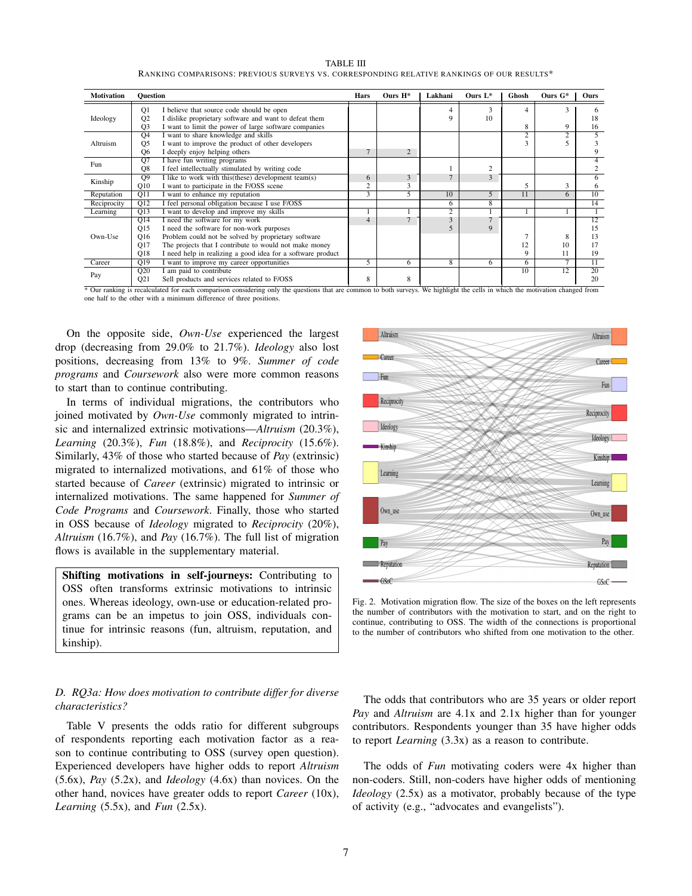TABLE III
RANKING COMPARISONS: PREVIOUS SURVEYS VS. CORRESPONDING RELATIVE RANKINGS OF OUR RESULTS*

| Motivation | Question | | Hars | Ours H* | Lakhani | Ours L* | Ghosh | Ours G* | Ours |
|---|---|---|---|---|---|---|---|---|---|
| Ideology | Q1 | I believe that source code should be open | | | 4 | 3 | 4 | 3 | 6 |
| | Q2 | I dislike proprietary software and want to defeat them | | | 9 | 10 | | | 18 |
| | Q3 | I want to limit the power of large software companies | | | | | 8 | 9 | 16 |
| Altruism | Q4 | I want to share knowledge and skills | | | | | 2 | 2 | 5 |
| | Q5 | I want to improve the product of other developers | | | | | 3 | 5 | 3 |
| | Q6 | I deeply enjoy helping others | 7 | 2 | | | | | 9 |
| Fun | Q7 | I have fun writing programs | | | | | | | 4 |
| | Q8 | I feel intellectually stimulated by writing code | | | 1 | 2 | | | 2 |
| Kinship | Q9 | I like to work with this(these) development team(s) | 6 | 3 | 7 | 3 | | | 6 |
| | Q10 | I want to participate in the F/OSS scene | 2 | 3 | | | 5 | 3 | 6 |
| Reputation | Q11 | I want to enhance my reputation | 3 | 5 | 10 | 5 | 11 | 6 | 10 |
| Reciprocity | Q12 | I feel personal obligation because I use F/OSS | | | 6 | 8 | | | 14 |
| Learning | Q13 | I want to develop and improve my skills | 1 | 1 | 2 | 1 | 1 | 1 | 1 |
| Own-Use | Q14 | I need the software for my work | 4 | 7 | 3 | 7 | | | 12 |
| | Q15 | I need the software for non-work purposes | | | 5 | 9 | | | 15 |
| | Q16 | Problem could not be solved by proprietary software | | | | | 7 | 8 | 13 |
| | Q17 | The projects that I contribute to would not make money | | | | | 12 | 10 | 17 |
| | Q18 | I need help in realizing a good idea for a software product | | | | | 9 | 11 | 19 |
| Career | Q19 | I want to improve my career opportunities | 5 | 6 | 8 | 6 | 6 | 7 | 11 |
| Pay | Q20 | I am paid to contribute | | | | | 10 | 12 | 20 |
| | Q21 | Sell products and services related to F/OSS | 8 | 8 | | | | | 20 |

\* Our ranking is recalculated for each comparison considering only the questions that are common to both surveys. We highlight the cells in which the motivation changed from one half to the other with a minimum difference of three positions.

On the opposite side, *Own-Use* experienced the largest drop (decreasing from 29.0% to 21.7%). *Ideology* also lost positions, decreasing from 13% to 9%. *Summer of code programs* and *Coursework* also were more common reasons to start than to continue contributing.

In terms of individual migrations, the contributors who joined motivated by *Own-Use* commonly migrated to intrinsic and internalized extrinsic motivations—*Altruism* (20.3%), *Learning* (20.3%), *Fun* (18.8%), and *Reciprocity* (15.6%). Similarly, 43% of those who started because of *Pay* (extrinsic) migrated to internalized motivations, and 61% of those who started because of *Career* (extrinsic) migrated to intrinsic or internalized motivations. The same happened for *Summer of Code Programs* and *Coursework*. Finally, those who started in OSS because of *Ideology* migrated to *Reciprocity* (20%), *Altruism* (16.7%), and *Pay* (16.7%). The full list of migration flows is available in the supplementary material.

> **Shifting motivations in self-journeys:** Contributing to OSS often transforms extrinsic motivations to intrinsic ones. Whereas ideology, own-use or education-related programs can be an impetus to join OSS, individuals continue for intrinsic reasons (fun, altruism, reputation, and kinship).

Fig. 2. Motivation migration flow. The size of the boxes on the left represents the number of contributors with the motivation to start, and on the right to continue, contributing to OSS. The width of the connections is proportional to the number of contributors who shifted from one motivation to the other.

### D. RQ3a: How does motivation to contribute differ for diverse characteristics?

Table V presents the odds ratio for different subgroups of respondents reporting each motivation factor as a reason to continue contributing to OSS (survey open question). Experienced developers have higher odds to report *Altruism* (5.6x), *Pay* (5.2x), and *Ideology* (4.6x) than novices. On the other hand, novices have greater odds to report *Career* (10x), *Learning* (5.5x), and *Fun* (2.5x).

The odds that contributors who are 35 years or older report *Pay* and *Altruism* are 4.1x and 2.1x higher than for younger contributors. Respondents younger than 35 have higher odds to report *Learning* (3.3x) as a reason to contribute.

The odds of *Fun* motivating coders were 4x higher than non-coders. Still, non-coders have higher odds of mentioning *Ideology* (2.5x) as a motivator, probably because of the type of activity (e.g., "advocates and evangelists").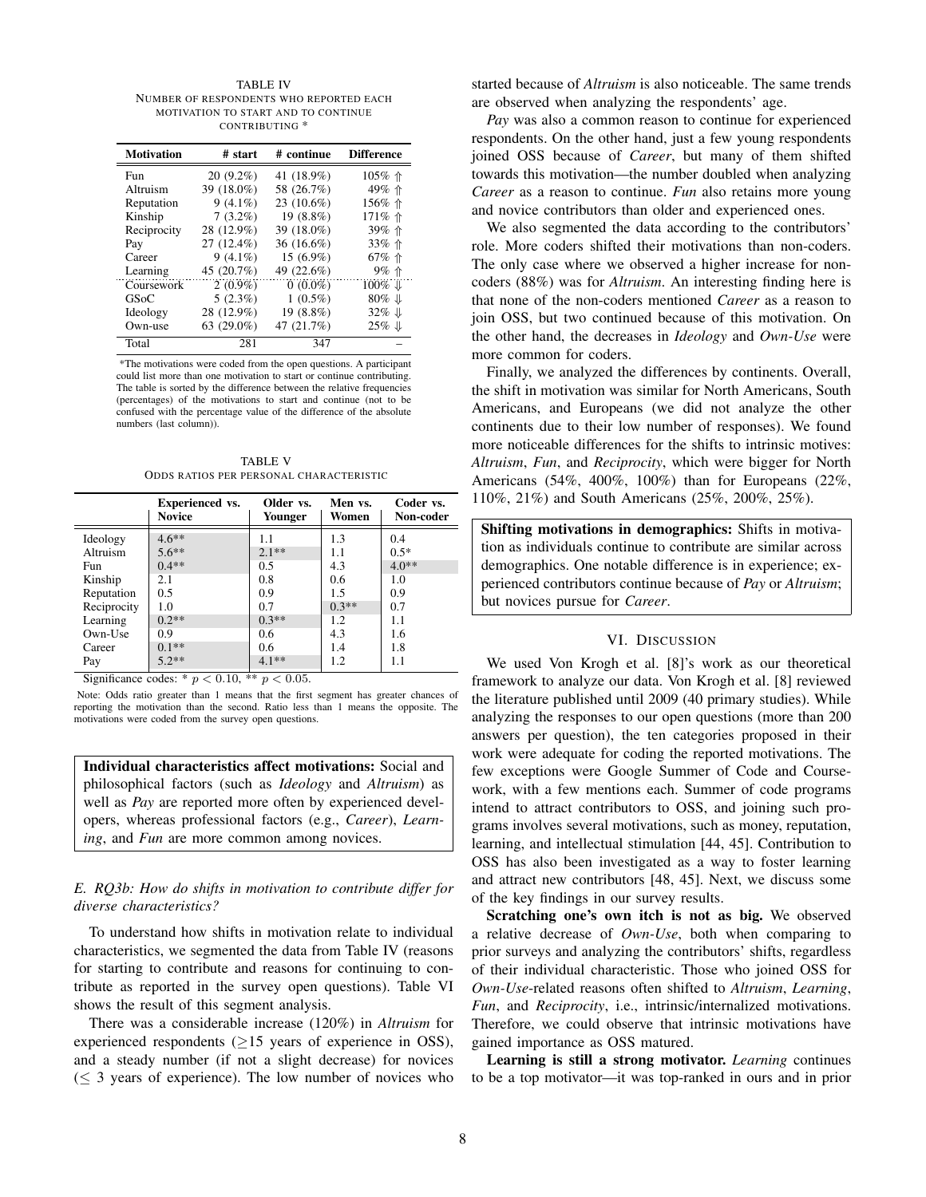TABLE IV
NUMBER OF RESPONDENTS WHO REPORTED EACH MOTIVATION TO START AND TO CONTINUE CONTRIBUTING *

| Motivation | # start | # continue | Difference |
|---|---|---|---|
| Fun | 20 (9.2%) | 41 (18.9%) | 105% ⇑ |
| Altruism | 39 (18.0%) | 58 (26.7%) | 49% ⇑ |
| Reputation | 9 (4.1%) | 23 (10.6%) | 156% ⇑ |
| Kinship | 7 (3.2%) | 19 (8.8%) | 171% ⇑ |
| Reciprocity | 28 (12.9%) | 39 (18.0%) | 39% ⇑ |
| Pay | 27 (12.4%) | 36 (16.6%) | 33% ⇑ |
| Career | 9 (4.1%) | 15 (6.9%) | 67% ⇑ |
| Learning | 45 (20.7%) | 49 (22.6%) | 9% ⇑ |
| Coursework | 2 (0.9%) | 0 (0.0%) | 100% ⇓ |
| GSoC | 5 (2.3%) | 1 (0.5%) | 80% ⇓ |
| Ideology | 28 (12.9%) | 19 (8.8%) | 32% ⇓ |
| Own-use | 63 (29.0%) | 47 (21.7%) | 25% ⇓ |
| Total | 281 | 347 | – |

*The motivations were coded from the open questions. A participant could list more than one motivation to start or continue contributing. The table is sorted by the difference between the relative frequencies (percentages) of the motivations to start and continue (not to be confused with the percentage value of the difference of the absolute numbers (last column)).

TABLE V
ODDS RATIOS PER PERSONAL CHARACTERISTIC

| | Experienced vs. Novice | Older vs. Younger | Men vs. Women | Coder vs. Non-coder |
|---|---|---|---|---|
| Ideology | 4.6** | 1.1 | 1.3 | 0.4 |
| Altruism | 5.6** | 2.1** | 1.1 | 0.5* |
| Fun | 0.4** | 0.5 | 4.3 | 4.0** |
| Kinship | 2.1 | 0.8 | 0.6 | 1.0 |
| Reputation | 0.5 | 0.9 | 1.5 | 0.9 |
| Reciprocity | 1.0 | 0.7 | 0.3** | 0.7 |
| Learning | 0.2** | 0.3** | 1.2 | 1.1 |
| Own-Use | 0.9 | 0.6 | 4.3 | 1.6 |
| Career | 0.1** | 0.6 | 1.4 | 1.8 |
| Pay | 5.2** | 4.1** | 1.2 | 1.1 |

Significance codes: * $p < 0.10$, ** $p < 0.05$.

Note: Odds ratio greater than 1 means that the first segment has greater chances of reporting the motivation than the second. Ratio less than 1 means the opposite. The motivations were coded from the survey open questions.

**Individual characteristics affect motivations:** Social and philosophical factors (such as *Ideology* and *Altruism*) as well as *Pay* are reported more often by experienced developers, whereas professional factors (e.g., *Career*), *Learning*, and *Fun* are more common among novices.

### E. RQ3b: How do shifts in motivation to contribute differ for diverse characteristics?

To understand how shifts in motivation relate to individual characteristics, we segmented the data from Table IV (reasons for starting to contribute and reasons for continuing to contribute as reported in the survey open questions). Table VI shows the result of this segment analysis.

There was a considerable increase (120%) in *Altruism* for experienced respondents ($\geq$15 years of experience in OSS), and a steady number (if not a slight decrease) for novices ($\leq$ 3 years of experience). The low number of novices who started because of *Altruism* is also noticeable. The same trends are observed when analyzing the respondents' age.

*Pay* was also a common reason to continue for experienced respondents. On the other hand, just a few young respondents joined OSS because of *Career*, but many of them shifted towards this motivation—the number doubled when analyzing *Career* as a reason to continue. *Fun* also retains more young and novice contributors than older and experienced ones.

We also segmented the data according to the contributors' role. More coders shifted their motivations than non-coders. The only case where we observed a higher increase for non-coders (88%) was for *Altruism*. An interesting finding here is that none of the non-coders mentioned *Career* as a reason to join OSS, but two continued because of this motivation. On the other hand, the decreases in *Ideology* and *Own-Use* were more common for coders.

Finally, we analyzed the differences by continents. Overall, the shift in motivation was similar for North Americans, South Americans, and Europeans (we did not analyze the other continents due to their low number of responses). We found more noticeable differences for the shifts to intrinsic motives: *Altruism*, *Fun*, and *Reciprocity*, which were bigger for North Americans (54%, 400%, 100%) than for Europeans (22%, 110%, 21%) and South Americans (25%, 200%, 25%).

**Shifting motivations in demographics:** Shifts in motivation as individuals continue to contribute are similar across demographics. One notable difference is in experience; experienced contributors continue because of *Pay* or *Altruism*; but novices pursue for *Career*.

## VI. DISCUSSION

We used Von Krogh et al. [8]'s work as our theoretical framework to analyze our data. Von Krogh et al. [8] reviewed the literature published until 2009 (40 primary studies). While analyzing the responses to our open questions (more than 200 answers per question), the ten categories proposed in their work were adequate for coding the reported motivations. The few exceptions were Google Summer of Code and Coursework, with a few mentions each. Summer of code programs intend to attract contributors to OSS, and joining such programs involves several motivations, such as money, reputation, learning, and intellectual stimulation [44, 45]. Contribution to OSS has also been investigated as a way to foster learning and attract new contributors [48, 45]. Next, we discuss some of the key findings in our survey results.

**Scratching one's own itch is not as big.** We observed a relative decrease of *Own-Use*, both when comparing to prior surveys and analyzing the contributors' shifts, regardless of their individual characteristic. Those who joined OSS for *Own-Use*-related reasons often shifted to *Altruism*, *Learning*, *Fun*, and *Reciprocity*, i.e., intrinsic/internalized motivations. Therefore, we could observe that intrinsic motivations have gained importance as OSS matured.

**Learning is still a strong motivator.** *Learning* continues to be a top motivator—it was top-ranked in ours and in prior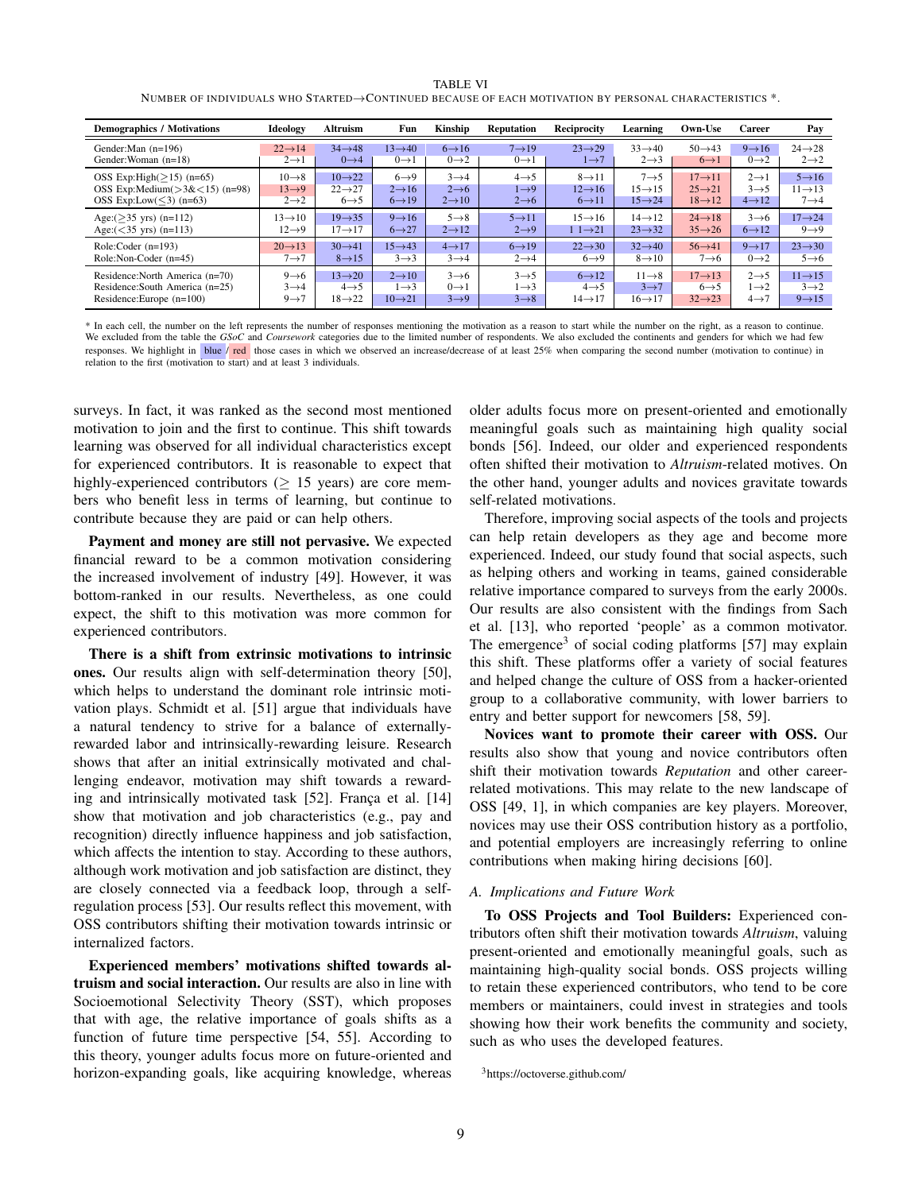TABLE VI
NUMBER OF INDIVIDUALS WHO STARTED→CONTINUED BECAUSE OF EACH MOTIVATION BY PERSONAL CHARACTERISTICS *.

| Demographics / Motivations | Ideology | Altruism | Fun | Kinship | Reputation | Reciprocity | Learning | Own-Use | Career | Pay |
|---|---|---|---|---|---|---|---|---|---|---|
| Gender:Man (n=196) | 22→14 | 34→48 | 13→40 | 6→16 | 7→19 | 23→29 | 33→40 | 50→43 | 9→16 | 24→28 |
| Gender:Woman (n=18) | 2→1 | 0→4 | 0→1 | 0→2 | 0→1 | 1→7 | 2→3 | 6→1 | 0→2 | 2→2 |
| OSS Exp:High(≥15) (n=65) | 10→8 | 10→22 | 6→9 | 3→4 | 4→5 | 8→11 | 7→5 | 17→11 | 2→1 | 5→16 |
| OSS Exp:Medium(>3&<15) (n=98) | 13→9 | 22→27 | 2→16 | 2→6 | 1→9 | 12→16 | 15→15 | 25→21 | 3→5 | 11→13 |
| OSS Exp:Low(≤3) (n=63) | 2→2 | 6→5 | 6→19 | 2→10 | 2→6 | 6→11 | 15→24 | 18→12 | 4→12 | 7→4 |
| Age:(≥35 yrs) (n=112) | 13→10 | 19→35 | 9→16 | 5→8 | 5→11 | 15→16 | 14→12 | 24→18 | 3→6 | 17→24 |
| Age:(<35 yrs) (n=113) | 12→9 | 17→17 | 6→27 | 2→12 | 2→9 | 1 1→21 | 23→32 | 35→26 | 6→12 | 9→9 |
| Role:Coder (n=193) | 20→13 | 30→41 | 15→43 | 4→17 | 6→19 | 22→30 | 32→40 | 56→41 | 9→17 | 23→30 |
| Role:Non-Coder (n=45) | 7→7 | 8→15 | 3→3 | 3→4 | 2→4 | 6→9 | 8→10 | 7→6 | 0→2 | 5→6 |
| Residence:North America (n=70) | 9→6 | 13→20 | 2→10 | 3→6 | 3→5 | 6→12 | 11→8 | 17→13 | 2→5 | 11→15 |
| Residence:South America (n=25) | 3→4 | 4→5 | 1→3 | 0→1 | 1→3 | 4→5 | 3→7 | 6→5 | 1→2 | 3→2 |
| Residence:Europe (n=100) | 9→7 | 18→22 | 10→21 | 3→9 | 3→8 | 14→17 | 16→17 | 32→23 | 4→7 | 9→15 |

* In each cell, the number on the left represents the number of responses mentioning the motivation as a reason to start while the number on the right, as a reason to continue. We excluded from the table the *GSoC* and *Coursework* categories due to the limited number of respondents. We also excluded the continents and genders for which we had few responses. We highlight in blue / red those cases in which we observed an increase/decrease of at least 25% when comparing the second number (motivation to continue) in relation to the first (motivation to start) and at least 3 individuals.

surveys. In fact, it was ranked as the second most mentioned motivation to join and the first to continue. This shift towards learning was observed for all individual characteristics except for experienced contributors. It is reasonable to expect that highly-experienced contributors (≥ 15 years) are core members who benefit less in terms of learning, but continue to contribute because they are paid or can help others.

**Payment and money are still not pervasive.** We expected financial reward to be a common motivation considering the increased involvement of industry [49]. However, it was bottom-ranked in our results. Nevertheless, as one could expect, the shift to this motivation was more common for experienced contributors.

**There is a shift from extrinsic motivations to intrinsic ones.** Our results align with self-determination theory [50], which helps to understand the dominant role intrinsic motivation plays. Schmidt et al. [51] argue that individuals have a natural tendency to strive for a balance of externally-rewarded labor and intrinsically-rewarding leisure. Research shows that after an initial extrinsically motivated and challenging endeavor, motivation may shift towards a rewarding and intrinsically motivated task [52]. França et al. [14] show that motivation and job characteristics (e.g., pay and recognition) directly influence happiness and job satisfaction, which affects the intention to stay. According to these authors, although work motivation and job satisfaction are distinct, they are closely connected via a feedback loop, through a self-regulation process [53]. Our results reflect this movement, with OSS contributors shifting their motivation towards intrinsic or internalized factors.

**Experienced members' motivations shifted towards altruism and social interaction.** Our results are also in line with Socioemotional Selectivity Theory (SST), which proposes that with age, the relative importance of goals shifts as a function of future time perspective [54, 55]. According to this theory, younger adults focus more on future-oriented and horizon-expanding goals, like acquiring knowledge, whereas older adults focus more on present-oriented and emotionally meaningful goals such as maintaining high quality social bonds [56]. Indeed, our older and experienced respondents often shifted their motivation to *Altruism*-related motives. On the other hand, younger adults and novices gravitate towards self-related motivations.

Therefore, improving social aspects of the tools and projects can help retain developers as they age and become more experienced. Indeed, our study found that social aspects, such as helping others and working in teams, gained considerable relative importance compared to surveys from the early 2000s. Our results are also consistent with the findings from Sach et al. [13], who reported 'people' as a common motivator. The emergence[3] of social coding platforms [57] may explain this shift. These platforms offer a variety of social features and helped change the culture of OSS from a hacker-oriented group to a collaborative community, with lower barriers to entry and better support for newcomers [58, 59].

**Novices want to promote their career with OSS.** Our results also show that young and novice contributors often shift their motivation towards *Reputation* and other career-related motivations. This may relate to the new landscape of OSS [49, 1], in which companies are key players. Moreover, novices may use their OSS contribution history as a portfolio, and potential employers are increasingly referring to online contributions when making hiring decisions [60].

### A. Implications and Future Work

**To OSS Projects and Tool Builders:** Experienced contributors often shift their motivation towards *Altruism*, valuing present-oriented and emotionally meaningful goals, such as maintaining high-quality social bonds. OSS projects willing to retain these experienced contributors, who tend to be core members or maintainers, could invest in strategies and tools showing how their work benefits the community and society, such as who uses the developed features.

[3] https://octoverse.github.com/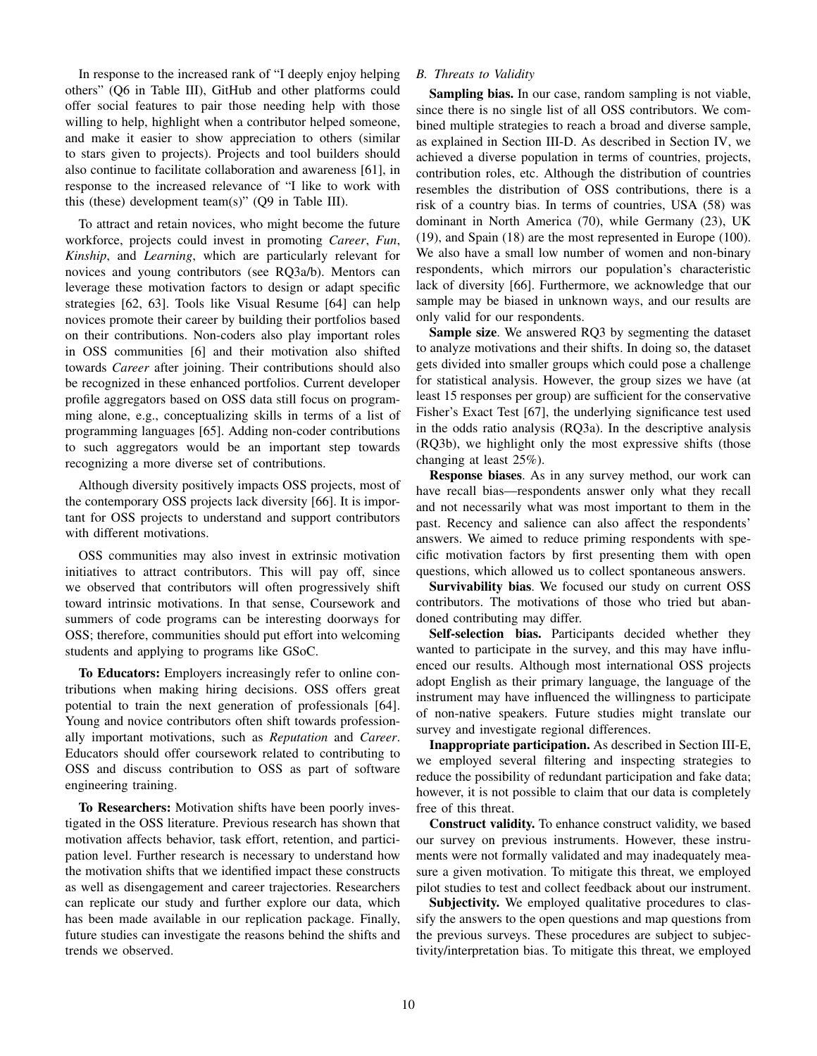In response to the increased rank of "I deeply enjoy helping others" (Q6 in Table III), GitHub and other platforms could offer social features to pair those needing help with those willing to help, highlight when a contributor helped someone, and make it easier to show appreciation to others (similar to stars given to projects). Projects and tool builders should also continue to facilitate collaboration and awareness [61], in response to the increased relevance of "I like to work with this (these) development team(s)" (Q9 in Table III).

To attract and retain novices, who might become the future workforce, projects could invest in promoting *Career*, *Fun*, *Kinship*, and *Learning*, which are particularly relevant for novices and young contributors (see RQ3a/b). Mentors can leverage these motivation factors to design or adapt specific strategies [62, 63]. Tools like Visual Resume [64] can help novices promote their career by building their portfolios based on their contributions. Non-coders also play important roles in OSS communities [6] and their motivation also shifted towards *Career* after joining. Their contributions should also be recognized in these enhanced portfolios. Current developer profile aggregators based on OSS data still focus on programming alone, e.g., conceptualizing skills in terms of a list of programming languages [65]. Adding non-coder contributions to such aggregators would be an important step towards recognizing a more diverse set of contributions.

Although diversity positively impacts OSS projects, most of the contemporary OSS projects lack diversity [66]. It is important for OSS projects to understand and support contributors with different motivations.

OSS communities may also invest in extrinsic motivation initiatives to attract contributors. This will pay off, since we observed that contributors will often progressively shift toward intrinsic motivations. In that sense, Coursework and summers of code programs can be interesting doorways for OSS; therefore, communities should put effort into welcoming students and applying to programs like GSoC.

**To Educators:** Employers increasingly refer to online contributions when making hiring decisions. OSS offers great potential to train the next generation of professionals [64]. Young and novice contributors often shift towards professionally important motivations, such as *Reputation* and *Career*. Educators should offer coursework related to contributing to OSS and discuss contribution to OSS as part of software engineering training.

**To Researchers:** Motivation shifts have been poorly investigated in the OSS literature. Previous research has shown that motivation affects behavior, task effort, retention, and participation level. Further research is necessary to understand how the motivation shifts that we identified impact these constructs as well as disengagement and career trajectories. Researchers can replicate our study and further explore our data, which has been made available in our replication package. Finally, future studies can investigate the reasons behind the shifts and trends we observed.

### B. Threats to Validity

**Sampling bias.** In our case, random sampling is not viable, since there is no single list of all OSS contributors. We combined multiple strategies to reach a broad and diverse sample, as explained in Section III-D. As described in Section IV, we achieved a diverse population in terms of countries, projects, contribution roles, etc. Although the distribution of countries resembles the distribution of OSS contributions, there is a risk of a country bias. In terms of countries, USA (58) was dominant in North America (70), while Germany (23), UK (19), and Spain (18) are the most represented in Europe (100). We also have a small low number of women and non-binary respondents, which mirrors our population's characteristic lack of diversity [66]. Furthermore, we acknowledge that our sample may be biased in unknown ways, and our results are only valid for our respondents.

**Sample size**. We answered RQ3 by segmenting the dataset to analyze motivations and their shifts. In doing so, the dataset gets divided into smaller groups which could pose a challenge for statistical analysis. However, the group sizes we have (at least 15 responses per group) are sufficient for the conservative Fisher's Exact Test [67], the underlying significance test used in the odds ratio analysis (RQ3a). In the descriptive analysis (RQ3b), we highlight only the most expressive shifts (those changing at least 25%).

**Response biases**. As in any survey method, our work can have recall bias—respondents answer only what they recall and not necessarily what was most important to them in the past. Recency and salience can also affect the respondents' answers. We aimed to reduce priming respondents with specific motivation factors by first presenting them with open questions, which allowed us to collect spontaneous answers.

**Survivability bias**. We focused our study on current OSS contributors. The motivations of those who tried but abandoned contributing may differ.

**Self-selection bias.** Participants decided whether they wanted to participate in the survey, and this may have influenced our results. Although most international OSS projects adopt English as their primary language, the language of the instrument may have influenced the willingness to participate of non-native speakers. Future studies might translate our survey and investigate regional differences.

**Inappropriate participation.** As described in Section III-E, we employed several filtering and inspecting strategies to reduce the possibility of redundant participation and fake data; however, it is not possible to claim that our data is completely free of this threat.

**Construct validity.** To enhance construct validity, we based our survey on previous instruments. However, these instruments were not formally validated and may inadequately measure a given motivation. To mitigate this threat, we employed pilot studies to test and collect feedback about our instrument.

**Subjectivity.** We employed qualitative procedures to classify the answers to the open questions and map questions from the previous surveys. These procedures are subject to subjectivity/interpretation bias. To mitigate this threat, we employed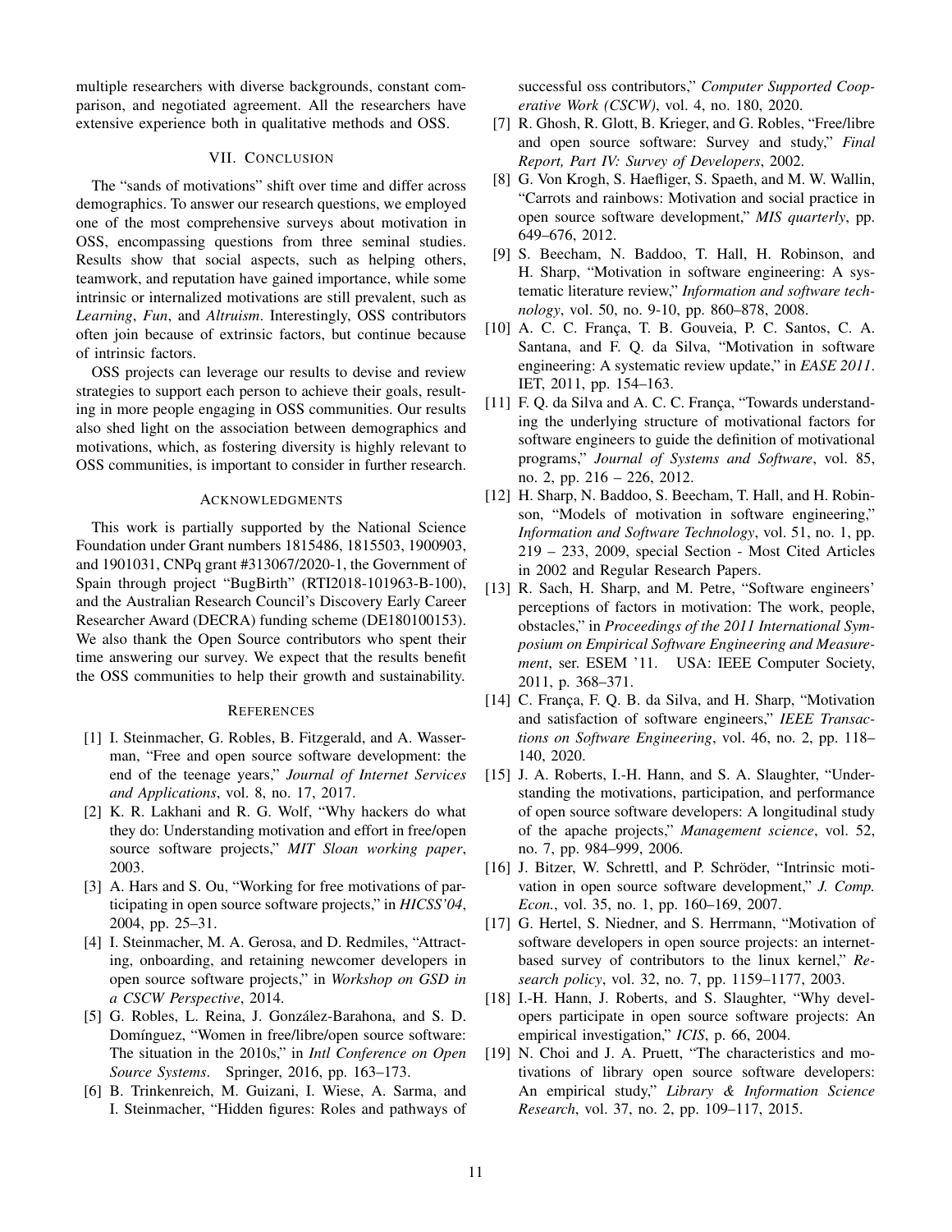multiple researchers with diverse backgrounds, constant comparison, and negotiated agreement. All the researchers have extensive experience both in qualitative methods and OSS.

## VII. Conclusion

The "sands of motivations" shift over time and differ across demographics. To answer our research questions, we employed one of the most comprehensive surveys about motivation in OSS, encompassing questions from three seminal studies. Results show that social aspects, such as helping others, teamwork, and reputation have gained importance, while some intrinsic or internalized motivations are still prevalent, such as *Learning*, *Fun*, and *Altruism*. Interestingly, OSS contributors often join because of extrinsic factors, but continue because of intrinsic factors.

OSS projects can leverage our results to devise and review strategies to support each person to achieve their goals, resulting in more people engaging in OSS communities. Our results also shed light on the association between demographics and motivations, which, as fostering diversity is highly relevant to OSS communities, is important to consider in further research.

## Acknowledgments

This work is partially supported by the National Science Foundation under Grant numbers 1815486, 1815503, 1900903, and 1901031, CNPq grant #313067/2020-1, the Government of Spain through project "BugBirth" (RTI2018-101963-B-100), and the Australian Research Council's Discovery Early Career Researcher Award (DECRA) funding scheme (DE180100153). We also thank the Open Source contributors who spent their time answering our survey. We expect that the results benefit the OSS communities to help their growth and sustainability.

## References

[1] I. Steinmacher, G. Robles, B. Fitzgerald, and A. Wasserman, "Free and open source software development: the end of the teenage years," *Journal of Internet Services and Applications*, vol. 8, no. 17, 2017.

[2] K. R. Lakhani and R. G. Wolf, "Why hackers do what they do: Understanding motivation and effort in free/open source software projects," *MIT Sloan working paper*, 2003.

[3] A. Hars and S. Ou, "Working for free motivations of participating in open source software projects," in *HICSS'04*, 2004, pp. 25–31.

[4] I. Steinmacher, M. A. Gerosa, and D. Redmiles, "Attracting, onboarding, and retaining newcomer developers in open source software projects," in *Workshop on GSD in a CSCW Perspective*, 2014.

[5] G. Robles, L. Reina, J. González-Barahona, and S. D. Domínguez, "Women in free/libre/open source software: The situation in the 2010s," in *Intl Conference on Open Source Systems*. Springer, 2016, pp. 163–173.

[6] B. Trinkenreich, M. Guizani, I. Wiese, A. Sarma, and I. Steinmacher, "Hidden figures: Roles and pathways of successful oss contributors," *Computer Supported Cooperative Work (CSCW)*, vol. 4, no. 180, 2020.

[7] R. Ghosh, R. Glott, B. Krieger, and G. Robles, "Free/libre and open source software: Survey and study," *Final Report, Part IV: Survey of Developers*, 2002.

[8] G. Von Krogh, S. Haefliger, S. Spaeth, and M. W. Wallin, "Carrots and rainbows: Motivation and social practice in open source software development," *MIS quarterly*, pp. 649–676, 2012.

[9] S. Beecham, N. Baddoo, T. Hall, H. Robinson, and H. Sharp, "Motivation in software engineering: A systematic literature review," *Information and software technology*, vol. 50, no. 9-10, pp. 860–878, 2008.

[10] A. C. C. França, T. B. Gouveia, P. C. Santos, C. A. Santana, and F. Q. da Silva, "Motivation in software engineering: A systematic review update," in *EASE 2011*. IET, 2011, pp. 154–163.

[11] F. Q. da Silva and A. C. C. França, "Towards understanding the underlying structure of motivational factors for software engineers to guide the definition of motivational programs," *Journal of Systems and Software*, vol. 85, no. 2, pp. 216 – 226, 2012.

[12] H. Sharp, N. Baddoo, S. Beecham, T. Hall, and H. Robinson, "Models of motivation in software engineering," *Information and Software Technology*, vol. 51, no. 1, pp. 219 – 233, 2009, special Section - Most Cited Articles in 2002 and Regular Research Papers.

[13] R. Sach, H. Sharp, and M. Petre, "Software engineers' perceptions of factors in motivation: The work, people, obstacles," in *Proceedings of the 2011 International Symposium on Empirical Software Engineering and Measurement*, ser. ESEM '11. USA: IEEE Computer Society, 2011, p. 368–371.

[14] C. França, F. Q. B. da Silva, and H. Sharp, "Motivation and satisfaction of software engineers," *IEEE Transactions on Software Engineering*, vol. 46, no. 2, pp. 118–140, 2020.

[15] J. A. Roberts, I.-H. Hann, and S. A. Slaughter, "Understanding the motivations, participation, and performance of open source software developers: A longitudinal study of the apache projects," *Management science*, vol. 52, no. 7, pp. 984–999, 2006.

[16] J. Bitzer, W. Schrettl, and P. Schröder, "Intrinsic motivation in open source software development," *J. Comp. Econ.*, vol. 35, no. 1, pp. 160–169, 2007.

[17] G. Hertel, S. Niedner, and S. Herrmann, "Motivation of software developers in open source projects: an internet-based survey of contributors to the linux kernel," *Research policy*, vol. 32, no. 7, pp. 1159–1177, 2003.

[18] I.-H. Hann, J. Roberts, and S. Slaughter, "Why developers participate in open source software projects: An empirical investigation," *ICIS*, p. 66, 2004.

[19] N. Choi and J. A. Pruett, "The characteristics and motivations of library open source software developers: An empirical study," *Library & Information Science Research*, vol. 37, no. 2, pp. 109–117, 2015.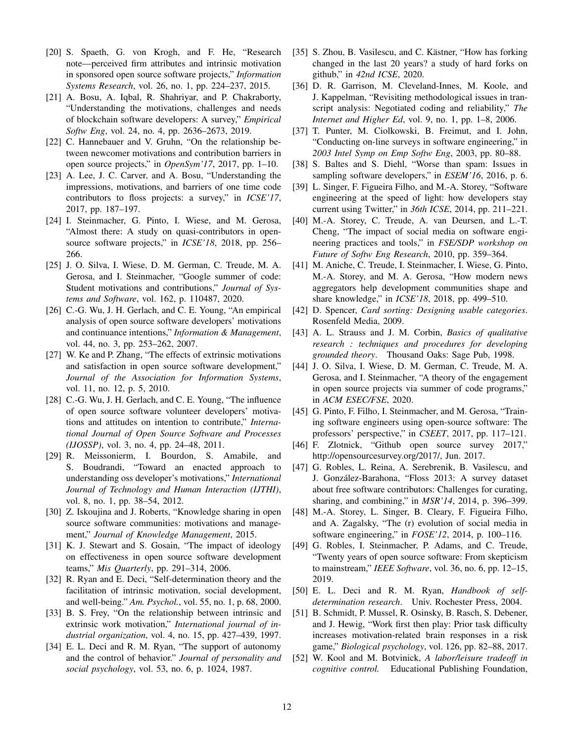[20] S. Spaeth, G. von Krogh, and F. He, "Research note—perceived firm attributes and intrinsic motivation in sponsored open source software projects," *Information Systems Research*, vol. 26, no. 1, pp. 224–237, 2015.

[21] A. Bosu, A. Iqbal, R. Shahriyar, and P. Chakraborty, "Understanding the motivations, challenges and needs of blockchain software developers: A survey," *Empirical Softw Eng*, vol. 24, no. 4, pp. 2636–2673, 2019.

[22] C. Hannebauer and V. Gruhn, "On the relationship between newcomer motivations and contribution barriers in open source projects," in *OpenSym'17*, 2017, pp. 1–10.

[23] A. Lee, J. C. Carver, and A. Bosu, "Understanding the impressions, motivations, and barriers of one time code contributors to floss projects: a survey," in *ICSE'17*, 2017, pp. 187–197.

[24] I. Steinmacher, G. Pinto, I. Wiese, and M. Gerosa, "Almost there: A study on quasi-contributors in open-source software projects," in *ICSE'18*, 2018, pp. 256–266.

[25] J. O. Silva, I. Wiese, D. M. German, C. Treude, M. A. Gerosa, and I. Steinmacher, "Google summer of code: Student motivations and contributions," *Journal of Systems and Software*, vol. 162, p. 110487, 2020.

[26] C.-G. Wu, J. H. Gerlach, and C. E. Young, "An empirical analysis of open source software developers' motivations and continuance intentions," *Information & Management*, vol. 44, no. 3, pp. 253–262, 2007.

[27] W. Ke and P. Zhang, "The effects of extrinsic motivations and satisfaction in open source software development," *Journal of the Association for Information Systems*, vol. 11, no. 12, p. 5, 2010.

[28] C.-G. Wu, J. H. Gerlach, and C. E. Young, "The influence of open source software volunteer developers' motivations and attitudes on intention to contribute," *International Journal of Open Source Software and Processes (IJOSSP)*, vol. 3, no. 4, pp. 24–48, 2011.

[29] R. Meissonierm, I. Bourdon, S. Amabile, and S. Boudrandi, "Toward an enacted approach to understanding oss developer's motivations," *International Journal of Technology and Human Interaction (IJTHI)*, vol. 8, no. 1, pp. 38–54, 2012.

[30] Z. Iskoujina and J. Roberts, "Knowledge sharing in open source software communities: motivations and management," *Journal of Knowledge Management*, 2015.

[31] K. J. Stewart and S. Gosain, "The impact of ideology on effectiveness in open source software development teams," *Mis Quarterly*, pp. 291–314, 2006.

[32] R. Ryan and E. Deci, "Self-determination theory and the facilitation of intrinsic motivation, social development, and well-being." *Am. Psychol.*, vol. 55, no. 1, p. 68, 2000.

[33] B. S. Frey, "On the relationship between intrinsic and extrinsic work motivation," *International journal of industrial organization*, vol. 4, no. 15, pp. 427–439, 1997.

[34] E. L. Deci and R. M. Ryan, "The support of autonomy and the control of behavior." *Journal of personality and social psychology*, vol. 53, no. 6, p. 1024, 1987.

[35] S. Zhou, B. Vasilescu, and C. Kästner, "How has forking changed in the last 20 years? a study of hard forks on github," in *42nd ICSE*, 2020.

[36] D. R. Garrison, M. Cleveland-Innes, M. Koole, and J. Kappelman, "Revisiting methodological issues in transcript analysis: Negotiated coding and reliability," *The Internet and Higher Ed*, vol. 9, no. 1, pp. 1–8, 2006.

[37] T. Punter, M. Ciolkowski, B. Freimut, and I. John, "Conducting on-line surveys in software engineering," in *2003 Intel Symp on Emp Softw Eng*, 2003, pp. 80–88.

[38] S. Baltes and S. Diehl, "Worse than spam: Issues in sampling software developers," in *ESEM'16*, 2016, p. 6.

[39] L. Singer, F. Figueira Filho, and M.-A. Storey, "Software engineering at the speed of light: how developers stay current using Twitter," in *36th ICSE*, 2014, pp. 211–221.

[40] M.-A. Storey, C. Treude, A. van Deursen, and L.-T. Cheng, "The impact of social media on software engineering practices and tools," in *FSE/SDP workshop on Future of Softw Eng Research*, 2010, pp. 359–364.

[41] M. Aniche, C. Treude, I. Steinmacher, I. Wiese, G. Pinto, M.-A. Storey, and M. A. Gerosa, "How modern news aggregators help development communities shape and share knowledge," in *ICSE'18*, 2018, pp. 499–510.

[42] D. Spencer, *Card sorting: Designing usable categories*. Rosenfeld Media, 2009.

[43] A. L. Strauss and J. M. Corbin, *Basics of qualitative research : techniques and procedures for developing grounded theory*. Thousand Oaks: Sage Pub, 1998.

[44] J. O. Silva, I. Wiese, D. M. German, C. Treude, M. A. Gerosa, and I. Steinmacher, "A theory of the engagement in open source projects via summer of code programs," in *ACM ESEC/FSE*, 2020.

[45] G. Pinto, F. Filho, I. Steinmacher, and M. Gerosa, "Training software engineers using open-source software: The professors' perspective," in *CSEET*, 2017, pp. 117–121.

[46] F. Zlotnick, "Github open source survey 2017," http://opensourcesurvey.org/2017/, Jun. 2017.

[47] G. Robles, L. Reina, A. Serebrenik, B. Vasilescu, and J. González-Barahona, "Floss 2013: A survey dataset about free software contributors: Challenges for curating, sharing, and combining," in *MSR'14*, 2014, p. 396–399.

[48] M.-A. Storey, L. Singer, B. Cleary, F. Figueira Filho, and A. Zagalsky, "The (r) evolution of social media in software engineering," in *FOSE'12*, 2014, p. 100–116.

[49] G. Robles, I. Steinmacher, P. Adams, and C. Treude, "Twenty years of open source software: From skepticism to mainstream," *IEEE Software*, vol. 36, no. 6, pp. 12–15, 2019.

[50] E. L. Deci and R. M. Ryan, *Handbook of self-determination research*. Univ. Rochester Press, 2004.

[51] B. Schmidt, P. Mussel, R. Osinsky, B. Rasch, S. Debener, and J. Hewig, "Work first then play: Prior task difficulty increases motivation-related brain responses in a risk game," *Biological psychology*, vol. 126, pp. 82–88, 2017.

[52] W. Kool and M. Botvinick, *A labor/leisure tradeoff in cognitive control.* Educational Publishing Foundation,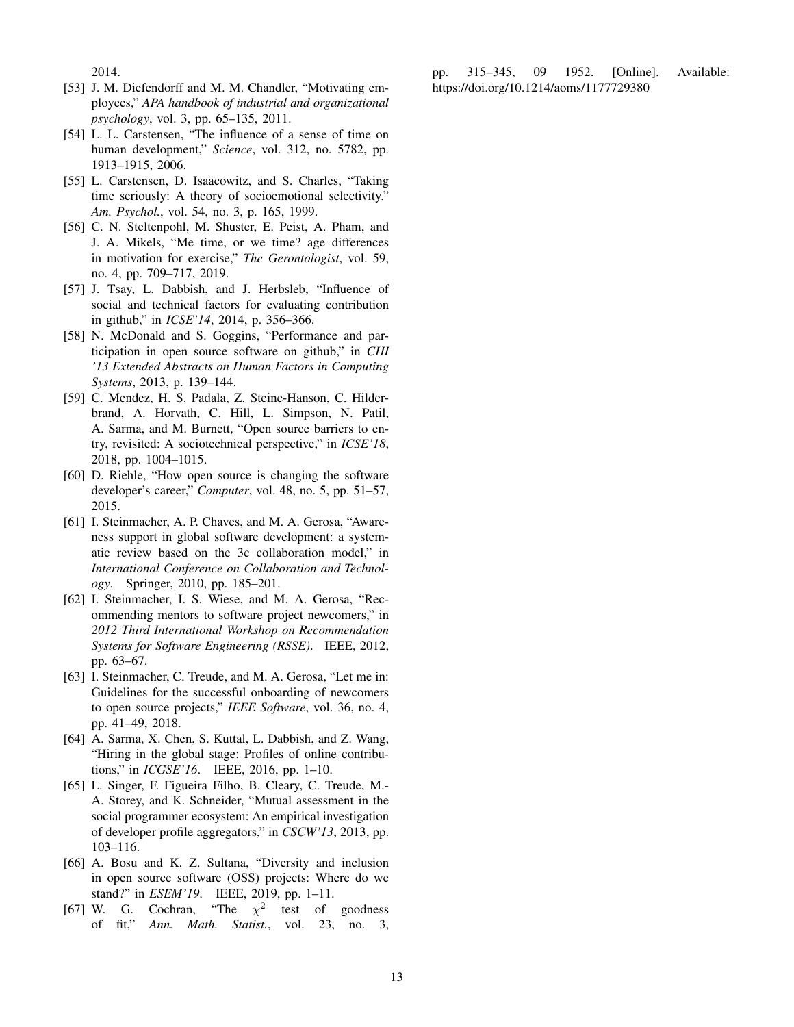2014.

[53] J. M. Diefendorff and M. M. Chandler, "Motivating employees," *APA handbook of industrial and organizational psychology*, vol. 3, pp. 65–135, 2011.

[54] L. L. Carstensen, "The influence of a sense of time on human development," *Science*, vol. 312, no. 5782, pp. 1913–1915, 2006.

[55] L. Carstensen, D. Isaacowitz, and S. Charles, "Taking time seriously: A theory of socioemotional selectivity." *Am. Psychol.*, vol. 54, no. 3, p. 165, 1999.

[56] C. N. Steltenpohl, M. Shuster, E. Peist, A. Pham, and J. A. Mikels, "Me time, or we time? age differences in motivation for exercise," *The Gerontologist*, vol. 59, no. 4, pp. 709–717, 2019.

[57] J. Tsay, L. Dabbish, and J. Herbsleb, "Influence of social and technical factors for evaluating contribution in github," in *ICSE'14*, 2014, p. 356–366.

[58] N. McDonald and S. Goggins, "Performance and participation in open source software on github," in *CHI '13 Extended Abstracts on Human Factors in Computing Systems*, 2013, p. 139–144.

[59] C. Mendez, H. S. Padala, Z. Steine-Hanson, C. Hilderbrand, A. Horvath, C. Hill, L. Simpson, N. Patil, A. Sarma, and M. Burnett, "Open source barriers to entry, revisited: A sociotechnical perspective," in *ICSE'18*, 2018, pp. 1004–1015.

[60] D. Riehle, "How open source is changing the software developer's career," *Computer*, vol. 48, no. 5, pp. 51–57, 2015.

[61] I. Steinmacher, A. P. Chaves, and M. A. Gerosa, "Awareness support in global software development: a systematic review based on the 3c collaboration model," in *International Conference on Collaboration and Technology*. Springer, 2010, pp. 185–201.

[62] I. Steinmacher, I. S. Wiese, and M. A. Gerosa, "Recommending mentors to software project newcomers," in *2012 Third International Workshop on Recommendation Systems for Software Engineering (RSSE)*. IEEE, 2012, pp. 63–67.

[63] I. Steinmacher, C. Treude, and M. A. Gerosa, "Let me in: Guidelines for the successful onboarding of newcomers to open source projects," *IEEE Software*, vol. 36, no. 4, pp. 41–49, 2018.

[64] A. Sarma, X. Chen, S. Kuttal, L. Dabbish, and Z. Wang, "Hiring in the global stage: Profiles of online contributions," in *ICGSE'16*. IEEE, 2016, pp. 1–10.

[65] L. Singer, F. Figueira Filho, B. Cleary, C. Treude, M.-A. Storey, and K. Schneider, "Mutual assessment in the social programmer ecosystem: An empirical investigation of developer profile aggregators," in *CSCW'13*, 2013, pp. 103–116.

[66] A. Bosu and K. Z. Sultana, "Diversity and inclusion in open source software (OSS) projects: Where do we stand?" in *ESEM'19*. IEEE, 2019, pp. 1–11.

[67] W. G. Cochran, "The $\chi^2$ test of goodness of fit," *Ann. Math. Statist.*, vol. 23, no. 3, pp. 315–345, 09 1952. [Online]. Available: https://doi.org/10.1214/aoms/1177729380